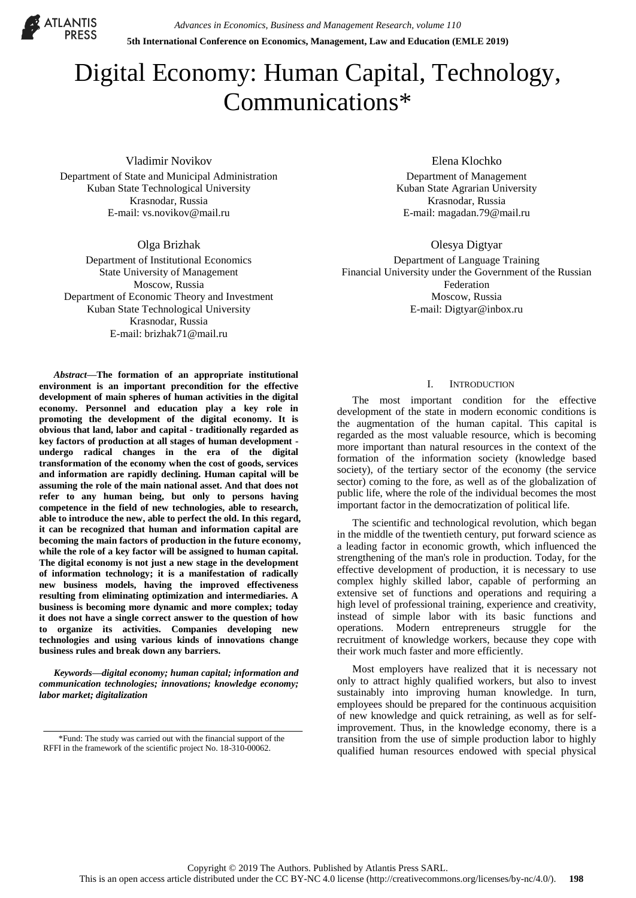# Digital Economy: Human Capital, Technology, Communications*

Vladimir Novikov
Department of State and Municipal Administration
Kuban State Technological University
Krasnodar, Russia
E-mail: vs.novikov@mail.ru

Elena Klochko
Department of Management
Kuban State Agrarian University
Krasnodar, Russia
E-mail: magadan.79@mail.ru

Olga Brizhak
Department of Institutional Economics
State University of Management
Moscow, Russia
Department of Economic Theory and Investment
Kuban State Technological University
Krasnodar, Russia
E-mail: brizhak71@mail.ru

Olesya Digtyar
Department of Language Training
Financial University under the Government of the Russian Federation
Moscow, Russia
E-mail: Digtyar@inbox.ru

***Abstract*—The formation of an appropriate institutional environment is an important precondition for the effective development of main spheres of human activities in the digital economy. Personnel and education play a key role in promoting the development of the digital economy. It is obvious that land, labor and capital - traditionally regarded as key factors of production at all stages of human development - undergo radical changes in the era of the digital transformation of the economy when the cost of goods, services and information are rapidly declining. Human capital will be assuming the role of the main national asset. And that does not refer to any human being, but only to persons having competence in the field of new technologies, able to research, able to introduce the new, able to perfect the old. In this regard, it can be recognized that human and information capital are becoming the main factors of production in the future economy, while the role of a key factor will be assigned to human capital. The digital economy is not just a new stage in the development of information technology; it is a manifestation of radically new business models, having the improved effectiveness resulting from eliminating optimization and intermediaries. A business is becoming more dynamic and more complex; today it does not have a single correct answer to the question of how to organize its activities. Companies developing new technologies and using various kinds of innovations change business rules and break down any barriers.**

***Keywords*—*digital economy; human capital; information and communication technologies; innovations; knowledge economy; labor market; digitalization***

*Fund: The study was carried out with the financial support of the RFFI in the framework of the scientific project No. 18-310-00062.

## I. Introduction

The most important condition for the effective development of the state in modern economic conditions is the augmentation of the human capital. This capital is regarded as the most valuable resource, which is becoming more important than natural resources in the context of the formation of the information society (knowledge based society), of the tertiary sector of the economy (the service sector) coming to the fore, as well as of the globalization of public life, where the role of the individual becomes the most important factor in the democratization of political life.

The scientific and technological revolution, which began in the middle of the twentieth century, put forward science as a leading factor in economic growth, which influenced the strengthening of the man's role in production. Today, for the effective development of production, it is necessary to use complex highly skilled labor, capable of performing an extensive set of functions and operations and requiring a high level of professional training, experience and creativity, instead of simple labor with its basic functions and operations. Modern entrepreneurs struggle for the recruitment of knowledge workers, because they cope with their work much faster and more efficiently.

Most employers have realized that it is necessary not only to attract highly qualified workers, but also to invest sustainably into improving human knowledge. In turn, employees should be prepared for the continuous acquisition of new knowledge and quick retraining, as well as for self-improvement. Thus, in the knowledge economy, there is a transition from the use of simple production labor to highly qualified human resources endowed with special physical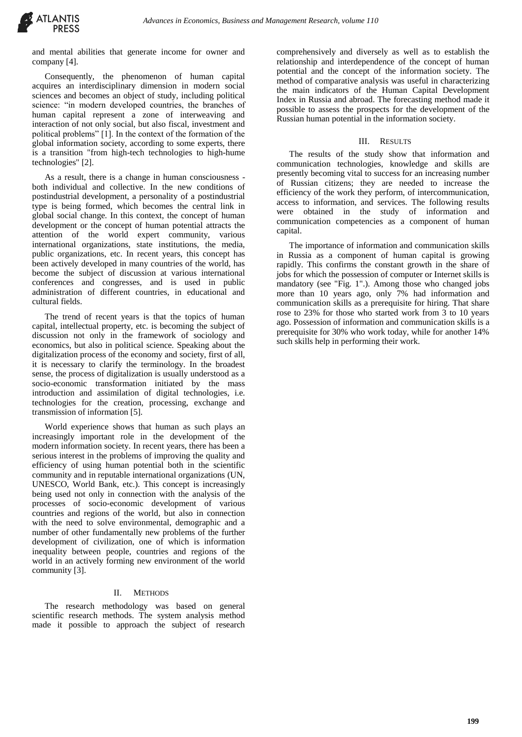and mental abilities that generate income for owner and company [4].

Consequently, the phenomenon of human capital acquires an interdisciplinary dimension in modern social sciences and becomes an object of study, including political science: "in modern developed countries, the branches of human capital represent a zone of interweaving and interaction of not only social, but also fiscal, investment and political problems" [1]. In the context of the formation of the global information society, according to some experts, there is a transition "from high-tech technologies to high-hume technologies" [2].

As a result, there is a change in human consciousness - both individual and collective. In the new conditions of postindustrial development, a personality of a postindustrial type is being formed, which becomes the central link in global social change. In this context, the concept of human development or the concept of human potential attracts the attention of the world expert community, various international organizations, state institutions, the media, public organizations, etc. In recent years, this concept has been actively developed in many countries of the world, has become the subject of discussion at various international conferences and congresses, and is used in public administration of different countries, in educational and cultural fields.

The trend of recent years is that the topics of human capital, intellectual property, etc. is becoming the subject of discussion not only in the framework of sociology and economics, but also in political science. Speaking about the digitalization process of the economy and society, first of all, it is necessary to clarify the terminology. In the broadest sense, the process of digitalization is usually understood as a socio-economic transformation initiated by the mass introduction and assimilation of digital technologies, i.e. technologies for the creation, processing, exchange and transmission of information [5].

World experience shows that human as such plays an increasingly important role in the development of the modern information society. In recent years, there has been a serious interest in the problems of improving the quality and efficiency of using human potential both in the scientific community and in reputable international organizations (UN, UNESCO, World Bank, etc.). This concept is increasingly being used not only in connection with the analysis of the processes of socio-economic development of various countries and regions of the world, but also in connection with the need to solve environmental, demographic and a number of other fundamentally new problems of the further development of civilization, one of which is information inequality between people, countries and regions of the world in an actively forming new environment of the world community [3].

## II. Methods

The research methodology was based on general scientific research methods. The system analysis method made it possible to approach the subject of research comprehensively and diversely as well as to establish the relationship and interdependence of the concept of human potential and the concept of the information society. The method of comparative analysis was useful in characterizing the main indicators of the Human Capital Development Index in Russia and abroad. The forecasting method made it possible to assess the prospects for the development of the Russian human potential in the information society.

## III. Results

The results of the study show that information and communication technologies, knowledge and skills are presently becoming vital to success for an increasing number of Russian citizens; they are needed to increase the efficiency of the work they perform, of intercommunication, access to information, and services. The following results were obtained in the study of information and communication competencies as a component of human capital.

The importance of information and communication skills in Russia as a component of human capital is growing rapidly. This confirms the constant growth in the share of jobs for which the possession of computer or Internet skills is mandatory (see "Fig. 1".). Among those who changed jobs more than 10 years ago, only 7% had information and communication skills as a prerequisite for hiring. That share rose to 23% for those who started work from 3 to 10 years ago. Possession of information and communication skills is a prerequisite for 30% who work today, while for another 14% such skills help in performing their work.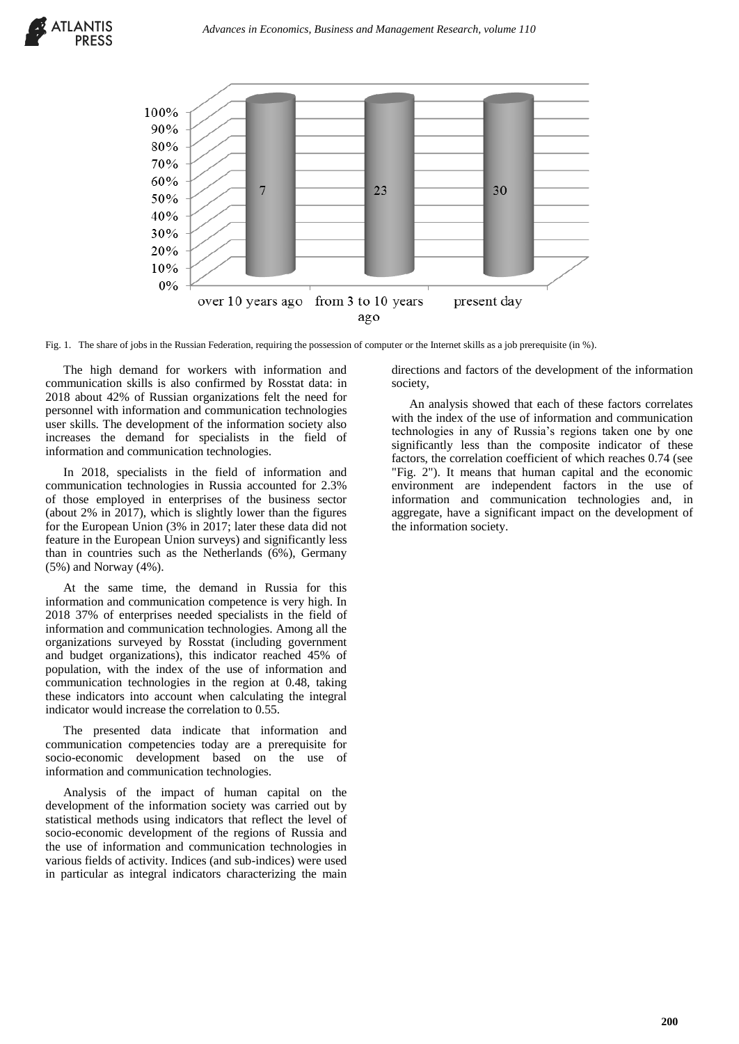Fig. 1. The share of jobs in the Russian Federation, requiring the possession of computer or the Internet skills as a job prerequisite (in %).

The high demand for workers with information and communication skills is also confirmed by Rosstat data: in 2018 about 42% of Russian organizations felt the need for personnel with information and communication technologies user skills. The development of the information society also increases the demand for specialists in the field of information and communication technologies.

In 2018, specialists in the field of information and communication technologies in Russia accounted for 2.3% of those employed in enterprises of the business sector (about 2% in 2017), which is slightly lower than the figures for the European Union (3% in 2017; later these data did not feature in the European Union surveys) and significantly less than in countries such as the Netherlands (6%), Germany (5%) and Norway (4%).

At the same time, the demand in Russia for this information and communication competence is very high. In 2018 37% of enterprises needed specialists in the field of information and communication technologies. Among all the organizations surveyed by Rosstat (including government and budget organizations), this indicator reached 45% of population, with the index of the use of information and communication technologies in the region at 0.48, taking these indicators into account when calculating the integral indicator would increase the correlation to 0.55.

The presented data indicate that information and communication competencies today are a prerequisite for socio-economic development based on the use of information and communication technologies.

Analysis of the impact of human capital on the development of the information society was carried out by statistical methods using indicators that reflect the level of socio-economic development of the regions of Russia and the use of information and communication technologies in various fields of activity. Indices (and sub-indices) were used in particular as integral indicators characterizing the main directions and factors of the development of the information society,

An analysis showed that each of these factors correlates with the index of the use of information and communication technologies in any of Russia's regions taken one by one significantly less than the composite indicator of these factors, the correlation coefficient of which reaches 0.74 (see "Fig. 2"). It means that human capital and the economic environment are independent factors in the use of information and communication technologies and, in aggregate, have a significant impact on the development of the information society.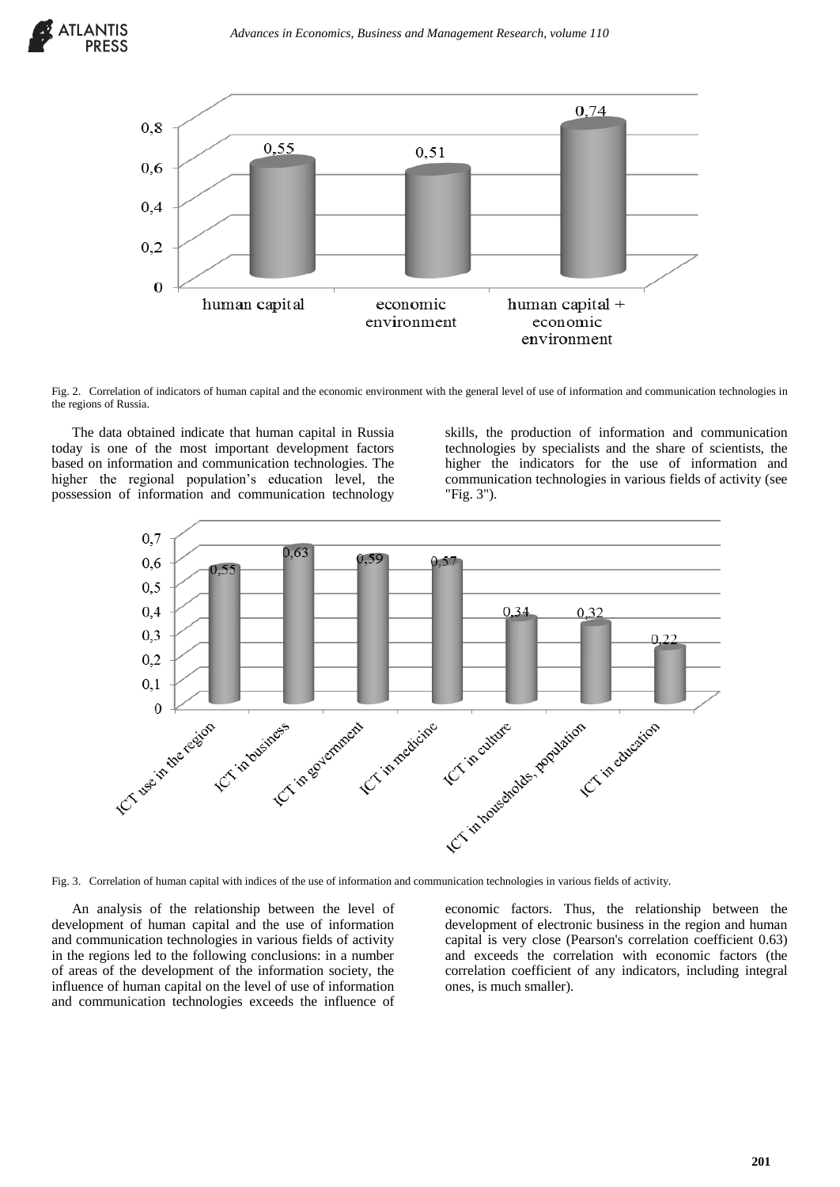Fig. 2. Correlation of indicators of human capital and the economic environment with the general level of use of information and communication technologies in the regions of Russia.

The data obtained indicate that human capital in Russia today is one of the most important development factors based on information and communication technologies. The higher the regional population's education level, the possession of information and communication technology skills, the production of information and communication technologies by specialists and the share of scientists, the higher the indicators for the use of information and communication technologies in various fields of activity (see "Fig. 3").

Fig. 3. Correlation of human capital with indices of the use of information and communication technologies in various fields of activity.

An analysis of the relationship between the level of development of human capital and the use of information and communication technologies in various fields of activity in the regions led to the following conclusions: in a number of areas of the development of the information society, the influence of human capital on the level of use of information and communication technologies exceeds the influence of economic factors. Thus, the relationship between the development of electronic business in the region and human capital is very close (Pearson's correlation coefficient 0.63) and exceeds the correlation with economic factors (the correlation coefficient of any indicators, including integral ones, is much smaller).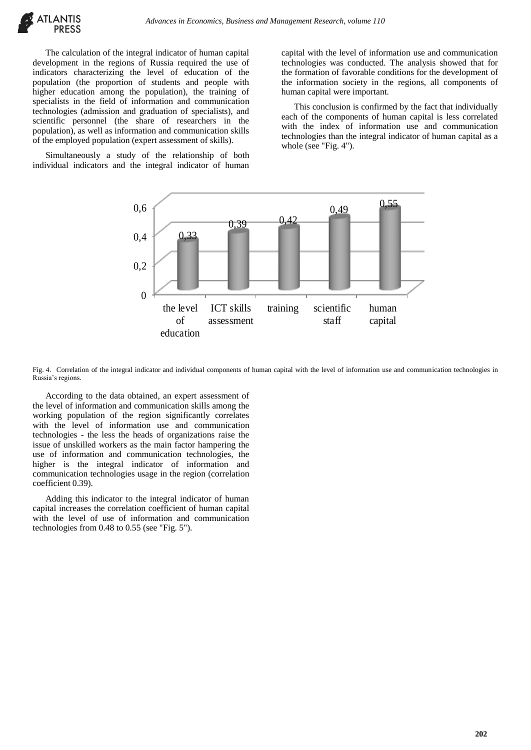The calculation of the integral indicator of human capital development in the regions of Russia required the use of indicators characterizing the level of education of the population (the proportion of students and people with higher education among the population), the training of specialists in the field of information and communication technologies (admission and graduation of specialists), and scientific personnel (the share of researchers in the population), as well as information and communication skills of the employed population (expert assessment of skills).

Simultaneously a study of the relationship of both individual indicators and the integral indicator of human capital with the level of information use and communication technologies was conducted. The analysis showed that for the formation of favorable conditions for the development of the information society in the regions, all components of human capital were important.

This conclusion is confirmed by the fact that individually each of the components of human capital is less correlated with the index of information use and communication technologies than the integral indicator of human capital as a whole (see "Fig. 4").

| | the level of education | ICT skills assessment | training | scientific staff | human capital |
|---|---|---|---|---|---|
| Correlation | 0,33 | 0,39 | 0,42 | 0,49 | 0,55 |

Fig. 4. Correlation of the integral indicator and individual components of human capital with the level of information use and communication technologies in Russia's regions.

According to the data obtained, an expert assessment of the level of information and communication skills among the working population of the region significantly correlates with the level of information use and communication technologies - the less the heads of organizations raise the issue of unskilled workers as the main factor hampering the use of information and communication technologies, the higher is the integral indicator of information and communication technologies usage in the region (correlation coefficient 0.39).

Adding this indicator to the integral indicator of human capital increases the correlation coefficient of human capital with the level of use of information and communication technologies from 0.48 to 0.55 (see "Fig. 5").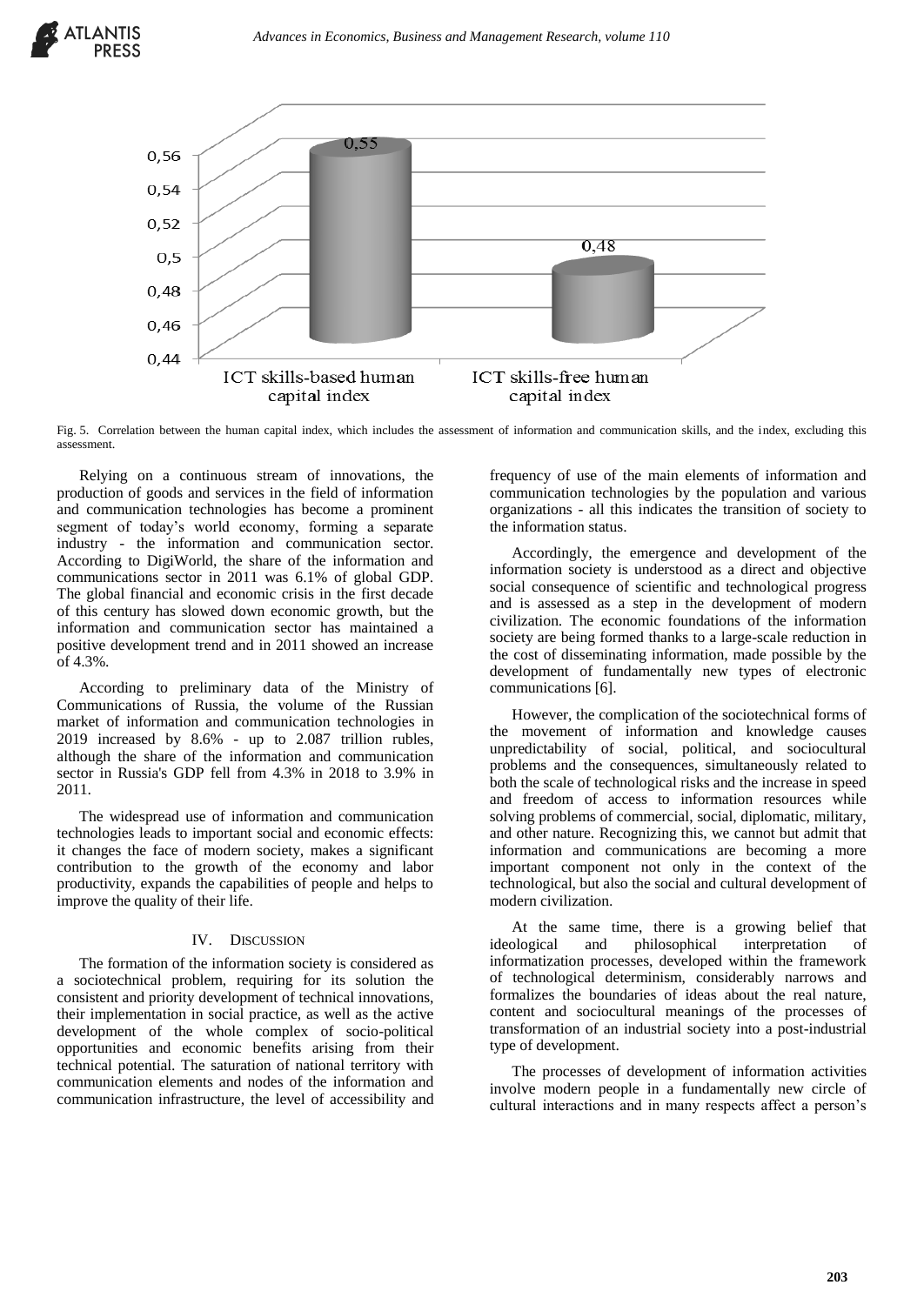Fig. 5. Correlation between the human capital index, which includes the assessment of information and communication skills, and the index, excluding this assessment.

Relying on a continuous stream of innovations, the production of goods and services in the field of information and communication technologies has become a prominent segment of today's world economy, forming a separate industry - the information and communication sector. According to DigiWorld, the share of the information and communications sector in 2011 was 6.1% of global GDP. The global financial and economic crisis in the first decade of this century has slowed down economic growth, but the information and communication sector has maintained a positive development trend and in 2011 showed an increase of 4.3%.

According to preliminary data of the Ministry of Communications of Russia, the volume of the Russian market of information and communication technologies in 2019 increased by 8.6% - up to 2.087 trillion rubles, although the share of the information and communication sector in Russia's GDP fell from 4.3% in 2018 to 3.9% in 2011.

The widespread use of information and communication technologies leads to important social and economic effects: it changes the face of modern society, makes a significant contribution to the growth of the economy and labor productivity, expands the capabilities of people and helps to improve the quality of their life.

## IV. Discussion

The formation of the information society is considered as a sociotechnical problem, requiring for its solution the consistent and priority development of technical innovations, their implementation in social practice, as well as the active development of the whole complex of socio-political opportunities and economic benefits arising from their technical potential. The saturation of national territory with communication elements and nodes of the information and communication infrastructure, the level of accessibility and frequency of use of the main elements of information and communication technologies by the population and various organizations - all this indicates the transition of society to the information status.

Accordingly, the emergence and development of the information society is understood as a direct and objective social consequence of scientific and technological progress and is assessed as a step in the development of modern civilization. The economic foundations of the information society are being formed thanks to a large-scale reduction in the cost of disseminating information, made possible by the development of fundamentally new types of electronic communications [6].

However, the complication of the sociotechnical forms of the movement of information and knowledge causes unpredictability of social, political, and sociocultural problems and the consequences, simultaneously related to both the scale of technological risks and the increase in speed and freedom of access to information resources while solving problems of commercial, social, diplomatic, military, and other nature. Recognizing this, we cannot but admit that information and communications are becoming a more important component not only in the context of the technological, but also the social and cultural development of modern civilization.

At the same time, there is a growing belief that ideological and philosophical interpretation of informatization processes, developed within the framework of technological determinism, considerably narrows and formalizes the boundaries of ideas about the real nature, content and sociocultural meanings of the processes of transformation of an industrial society into a post-industrial type of development.

The processes of development of information activities involve modern people in a fundamentally new circle of cultural interactions and in many respects affect a person's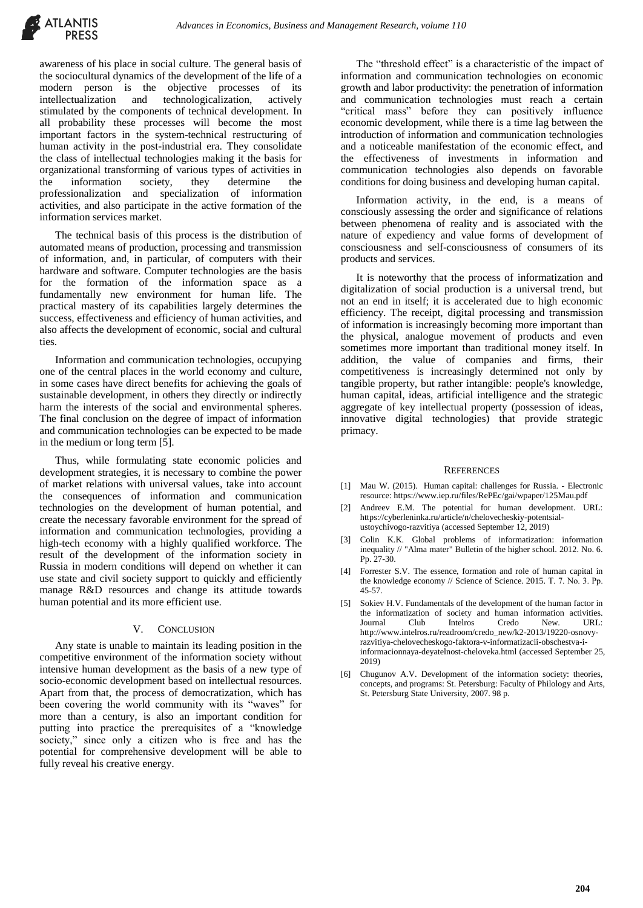awareness of his place in social culture. The general basis of the sociocultural dynamics of the development of the life of a modern person is the objective processes of its intellectualization and technologicalization, actively stimulated by the components of technical development. In all probability these processes will become the most important factors in the system-technical restructuring of human activity in the post-industrial era. They consolidate the class of intellectual technologies making it the basis for organizational transforming of various types of activities in the information society, they determine the professionalization and specialization of information activities, and also participate in the active formation of the information services market.

The technical basis of this process is the distribution of automated means of production, processing and transmission of information, and, in particular, of computers with their hardware and software. Computer technologies are the basis for the formation of the information space as a fundamentally new environment for human life. The practical mastery of its capabilities largely determines the success, effectiveness and efficiency of human activities, and also affects the development of economic, social and cultural ties.

Information and communication technologies, occupying one of the central places in the world economy and culture, in some cases have direct benefits for achieving the goals of sustainable development, in others they directly or indirectly harm the interests of the social and environmental spheres. The final conclusion on the degree of impact of information and communication technologies can be expected to be made in the medium or long term [5].

Thus, while formulating state economic policies and development strategies, it is necessary to combine the power of market relations with universal values, take into account the consequences of information and communication technologies on the development of human potential, and create the necessary favorable environment for the spread of information and communication technologies, providing a high-tech economy with a highly qualified workforce. The result of the development of the information society in Russia in modern conditions will depend on whether it can use state and civil society support to quickly and efficiently manage R&D resources and change its attitude towards human potential and its more efficient use.

## V. Conclusion

Any state is unable to maintain its leading position in the competitive environment of the information society without intensive human development as the basis of a new type of socio-economic development based on intellectual resources. Apart from that, the process of democratization, which has been covering the world community with its "waves" for more than a century, is also an important condition for putting into practice the prerequisites of a "knowledge society," since only a citizen who is free and has the potential for comprehensive development will be able to fully reveal his creative energy.

The "threshold effect" is a characteristic of the impact of information and communication technologies on economic growth and labor productivity: the penetration of information and communication technologies must reach a certain "critical mass" before they can positively influence economic development, while there is a time lag between the introduction of information and communication technologies and a noticeable manifestation of the economic effect, and the effectiveness of investments in information and communication technologies also depends on favorable conditions for doing business and developing human capital.

Information activity, in the end, is a means of consciously assessing the order and significance of relations between phenomena of reality and is associated with the nature of expediency and value forms of development of consciousness and self-consciousness of consumers of its products and services.

It is noteworthy that the process of informatization and digitalization of social production is a universal trend, but not an end in itself; it is accelerated due to high economic efficiency. The receipt, digital processing and transmission of information is increasingly becoming more important than the physical, analogue movement of products and even sometimes more important than traditional money itself. In addition, the value of companies and firms, their competitiveness is increasingly determined not only by tangible property, but rather intangible: people's knowledge, human capital, ideas, artificial intelligence and the strategic aggregate of key intellectual property (possession of ideas, innovative digital technologies) that provide strategic primacy.

## References

[1] Mau W. (2015). Human capital: challenges for Russia. - Electronic resource: https://www.iep.ru/files/RePEc/gai/wpaper/125Mau.pdf

[2] Andreev E.M. The potential for human development. URL: https://cyberleninka.ru/article/n/chelovecheskiy-potentsial-ustoychivogo-razvitiya (accessed September 12, 2019)

[3] Colin K.K. Global problems of informatization: information inequality // "Alma mater" Bulletin of the higher school. 2012. No. 6. Pp. 27-30.

[4] Forrester S.V. The essence, formation and role of human capital in the knowledge economy // Science of Science. 2015. T. 7. No. 3. Pp. 45-57.

[5] Sokiev H.V. Fundamentals of the development of the human factor in the informatization of society and human information activities. Journal Club Intelros Credo New. URL: http://www.intelros.ru/readroom/credo_new/k2-2013/19220-osnovy-razvitiya-chelovecheskogo-faktora-v-informatizacii-obschestva-i-informacionnaya-deyatelnost-cheloveka.html (accessed September 25, 2019)

[6] Chugunov A.V. Development of the information society: theories, concepts, and programs: St. Petersburg: Faculty of Philology and Arts, St. Petersburg State University, 2007. 98 p.